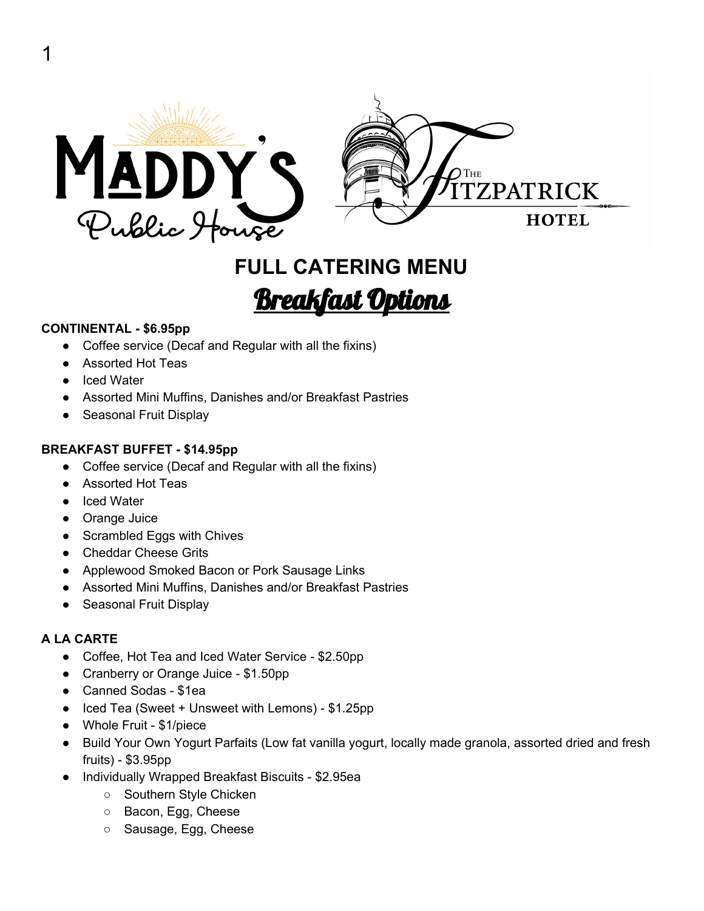Maddy's Public House | The Fitzpatrick Hotel

# FULL CATERING MENU

## Breakfast Options

**CONTINENTAL - $6.95pp**

- Coffee service (Decaf and Regular with all the fixins)
- Assorted Hot Teas
- Iced Water
- Assorted Mini Muffins, Danishes and/or Breakfast Pastries
- Seasonal Fruit Display

**BREAKFAST BUFFET - $14.95pp**

- Coffee service (Decaf and Regular with all the fixins)
- Assorted Hot Teas
- Iced Water
- Orange Juice
- Scrambled Eggs with Chives
- Cheddar Cheese Grits
- Applewood Smoked Bacon or Pork Sausage Links
- Assorted Mini Muffins, Danishes and/or Breakfast Pastries
- Seasonal Fruit Display

**A LA CARTE**

- Coffee, Hot Tea and Iced Water Service - $2.50pp
- Cranberry or Orange Juice - $1.50pp
- Canned Sodas - $1ea
- Iced Tea (Sweet + Unsweet with Lemons) - $1.25pp
- Whole Fruit - $1/piece
- Build Your Own Yogurt Parfaits (Low fat vanilla yogurt, locally made granola, assorted dried and fresh fruits) - $3.95pp
- Individually Wrapped Breakfast Biscuits - $2.95ea
  - Southern Style Chicken
  - Bacon, Egg, Cheese
  - Sausage, Egg, Cheese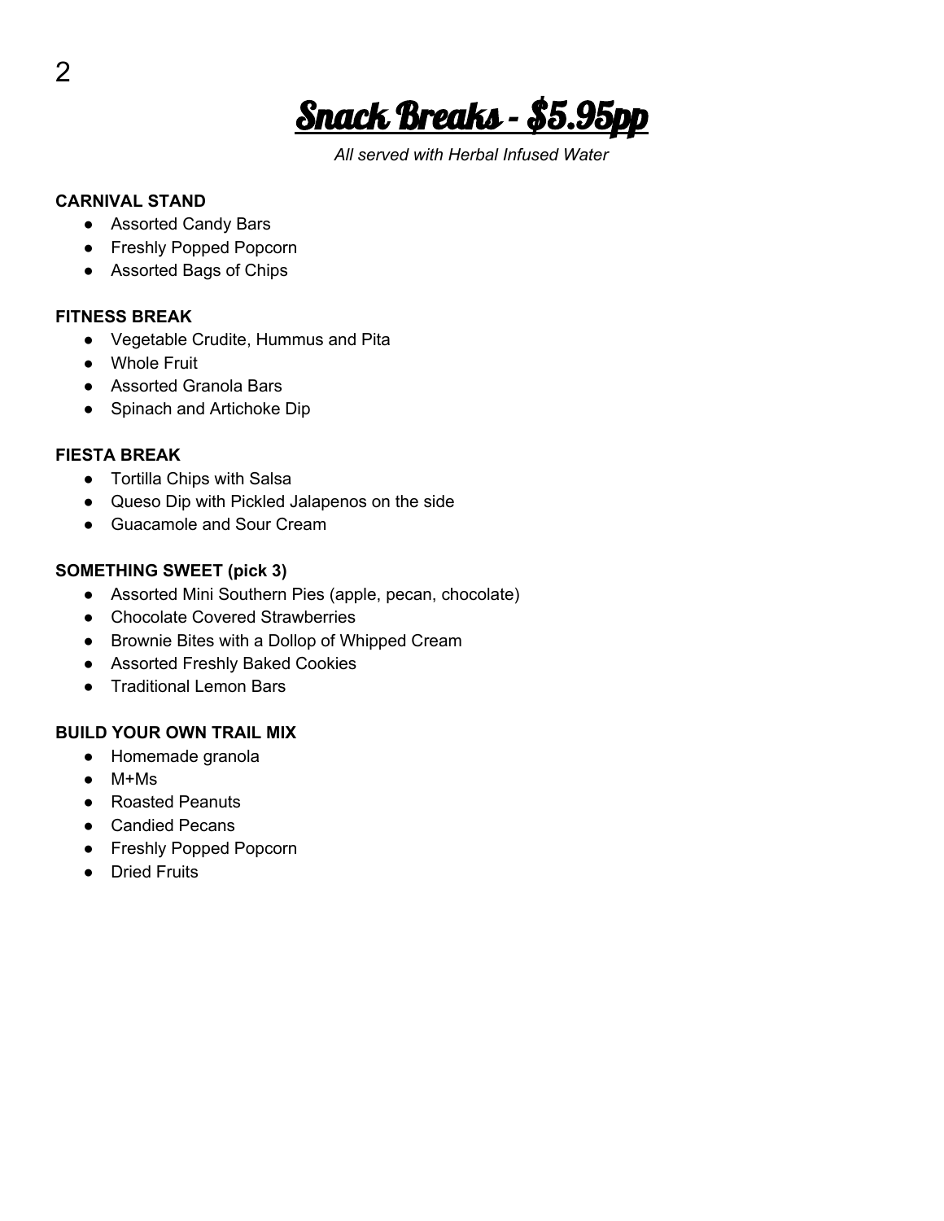# Snack Breaks - $5.95pp

*All served with Herbal Infused Water*

**CARNIVAL STAND**

- Assorted Candy Bars
- Freshly Popped Popcorn
- Assorted Bags of Chips

**FITNESS BREAK**

- Vegetable Crudite, Hummus and Pita
- Whole Fruit
- Assorted Granola Bars
- Spinach and Artichoke Dip

**FIESTA BREAK**

- Tortilla Chips with Salsa
- Queso Dip with Pickled Jalapenos on the side
- Guacamole and Sour Cream

**SOMETHING SWEET (pick 3)**

- Assorted Mini Southern Pies (apple, pecan, chocolate)
- Chocolate Covered Strawberries
- Brownie Bites with a Dollop of Whipped Cream
- Assorted Freshly Baked Cookies
- Traditional Lemon Bars

**BUILD YOUR OWN TRAIL MIX**

- Homemade granola
- M+Ms
- Roasted Peanuts
- Candied Pecans
- Freshly Popped Popcorn
- Dried Fruits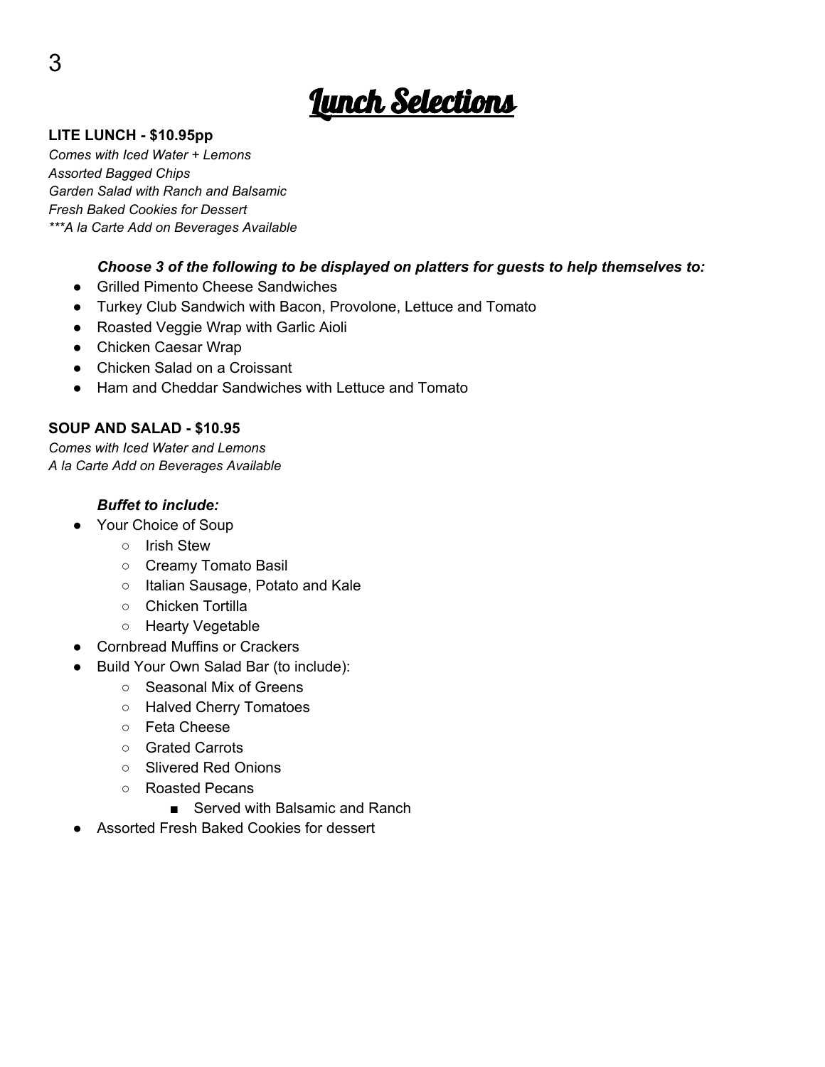# Lunch Selections

**LITE LUNCH - $10.95pp**

*Comes with Iced Water + Lemons*
*Assorted Bagged Chips*
*Garden Salad with Ranch and Balsamic*
*Fresh Baked Cookies for Dessert*
****A la Carte Add on Beverages Available*

***Choose 3 of the following to be displayed on platters for guests to help themselves to:***

- Grilled Pimento Cheese Sandwiches
- Turkey Club Sandwich with Bacon, Provolone, Lettuce and Tomato
- Roasted Veggie Wrap with Garlic Aioli
- Chicken Caesar Wrap
- Chicken Salad on a Croissant
- Ham and Cheddar Sandwiches with Lettuce and Tomato

**SOUP AND SALAD - $10.95**

*Comes with Iced Water and Lemons*
*A la Carte Add on Beverages Available*

***Buffet to include:***

- Your Choice of Soup
  - Irish Stew
  - Creamy Tomato Basil
  - Italian Sausage, Potato and Kale
  - Chicken Tortilla
  - Hearty Vegetable
- Cornbread Muffins or Crackers
- Build Your Own Salad Bar (to include):
  - Seasonal Mix of Greens
  - Halved Cherry Tomatoes
  - Feta Cheese
  - Grated Carrots
  - Slivered Red Onions
  - Roasted Pecans
    - Served with Balsamic and Ranch
- Assorted Fresh Baked Cookies for dessert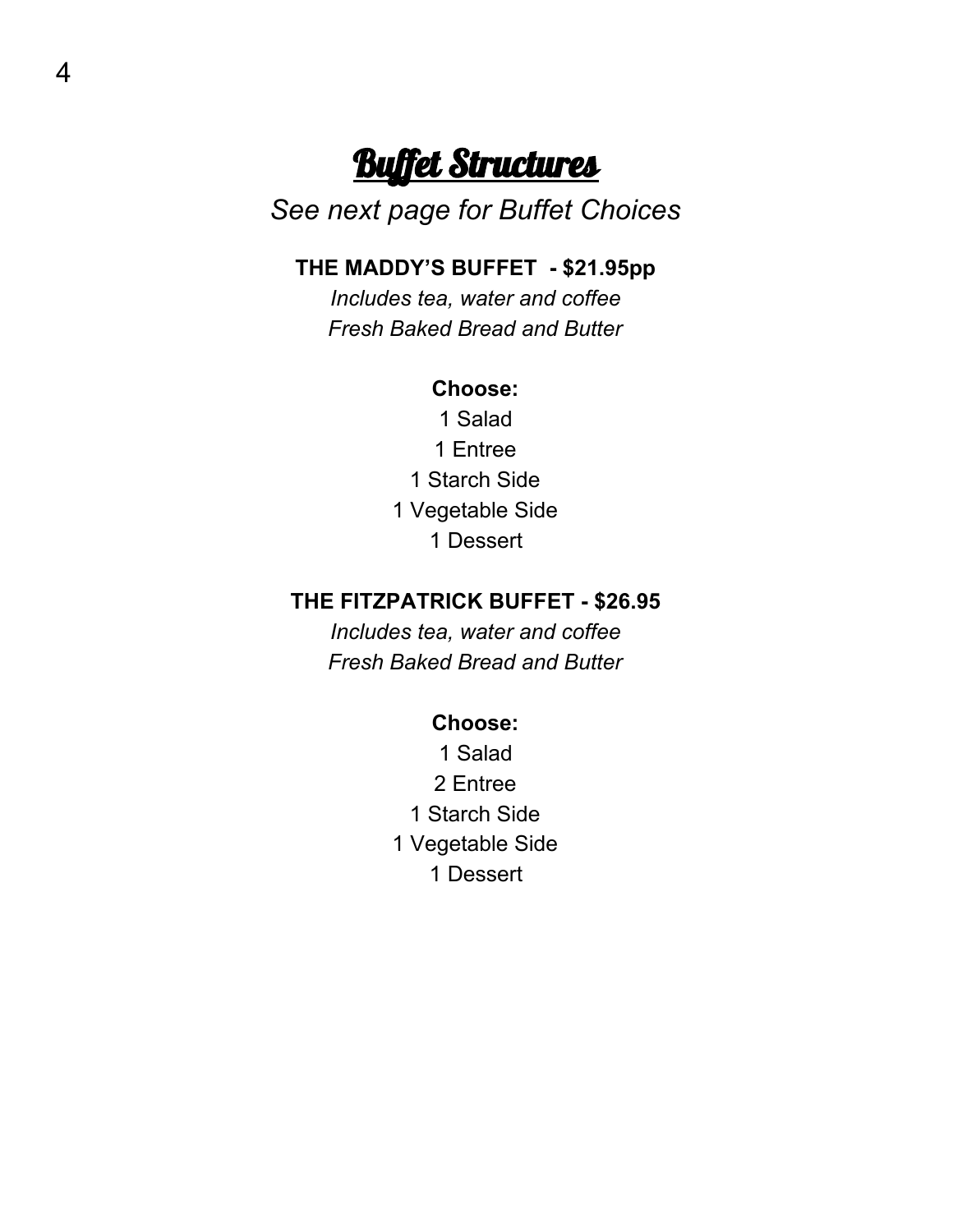# Buffet Structures

*See next page for Buffet Choices*

**THE MADDY'S BUFFET - $21.95pp**

*Includes tea, water and coffee*
*Fresh Baked Bread and Butter*

**Choose:**

1 Salad
1 Entree
1 Starch Side
1 Vegetable Side
1 Dessert

**THE FITZPATRICK BUFFET - $26.95**

*Includes tea, water and coffee*
*Fresh Baked Bread and Butter*

**Choose:**

1 Salad
2 Entree
1 Starch Side
1 Vegetable Side
1 Dessert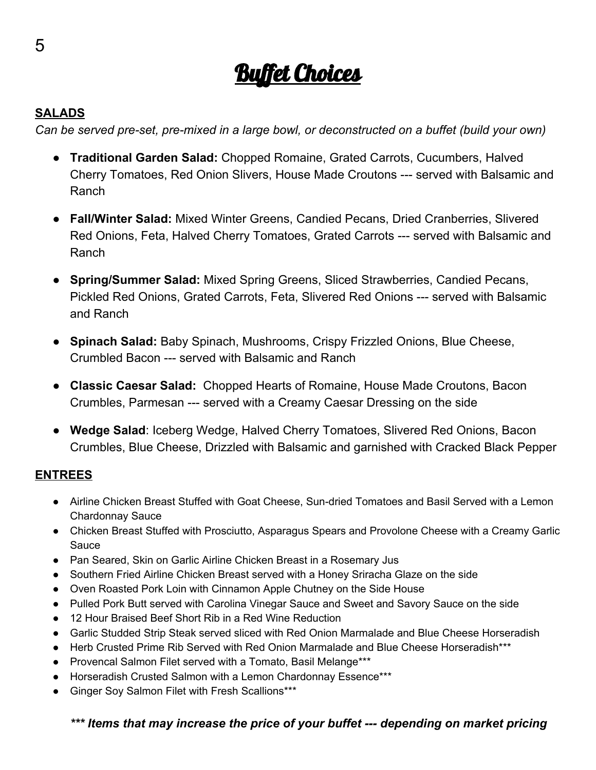# Buffet Choices

**SALADS**

*Can be served pre-set, pre-mixed in a large bowl, or deconstructed on a buffet (build your own)*

- **Traditional Garden Salad:** Chopped Romaine, Grated Carrots, Cucumbers, Halved Cherry Tomatoes, Red Onion Slivers, House Made Croutons --- served with Balsamic and Ranch
- **Fall/Winter Salad:** Mixed Winter Greens, Candied Pecans, Dried Cranberries, Slivered Red Onions, Feta, Halved Cherry Tomatoes, Grated Carrots --- served with Balsamic and Ranch
- **Spring/Summer Salad:** Mixed Spring Greens, Sliced Strawberries, Candied Pecans, Pickled Red Onions, Grated Carrots, Feta, Slivered Red Onions --- served with Balsamic and Ranch
- **Spinach Salad:** Baby Spinach, Mushrooms, Crispy Frizzled Onions, Blue Cheese, Crumbled Bacon --- served with Balsamic and Ranch
- **Classic Caesar Salad:** Chopped Hearts of Romaine, House Made Croutons, Bacon Crumbles, Parmesan --- served with a Creamy Caesar Dressing on the side
- **Wedge Salad**: Iceberg Wedge, Halved Cherry Tomatoes, Slivered Red Onions, Bacon Crumbles, Blue Cheese, Drizzled with Balsamic and garnished with Cracked Black Pepper

**ENTREES**

- Airline Chicken Breast Stuffed with Goat Cheese, Sun-dried Tomatoes and Basil Served with a Lemon Chardonnay Sauce
- Chicken Breast Stuffed with Prosciutto, Asparagus Spears and Provolone Cheese with a Creamy Garlic Sauce
- Pan Seared, Skin on Garlic Airline Chicken Breast in a Rosemary Jus
- Southern Fried Airline Chicken Breast served with a Honey Sriracha Glaze on the side
- Oven Roasted Pork Loin with Cinnamon Apple Chutney on the Side House
- Pulled Pork Butt served with Carolina Vinegar Sauce and Sweet and Savory Sauce on the side
- 12 Hour Braised Beef Short Rib in a Red Wine Reduction
- Garlic Studded Strip Steak served sliced with Red Onion Marmalade and Blue Cheese Horseradish
- Herb Crusted Prime Rib Served with Red Onion Marmalade and Blue Cheese Horseradish***
- Provencal Salmon Filet served with a Tomato, Basil Melange***
- Horseradish Crusted Salmon with a Lemon Chardonnay Essence***
- Ginger Soy Salmon Filet with Fresh Scallions***

***\*\*\* Items that may increase the price of your buffet --- depending on market pricing***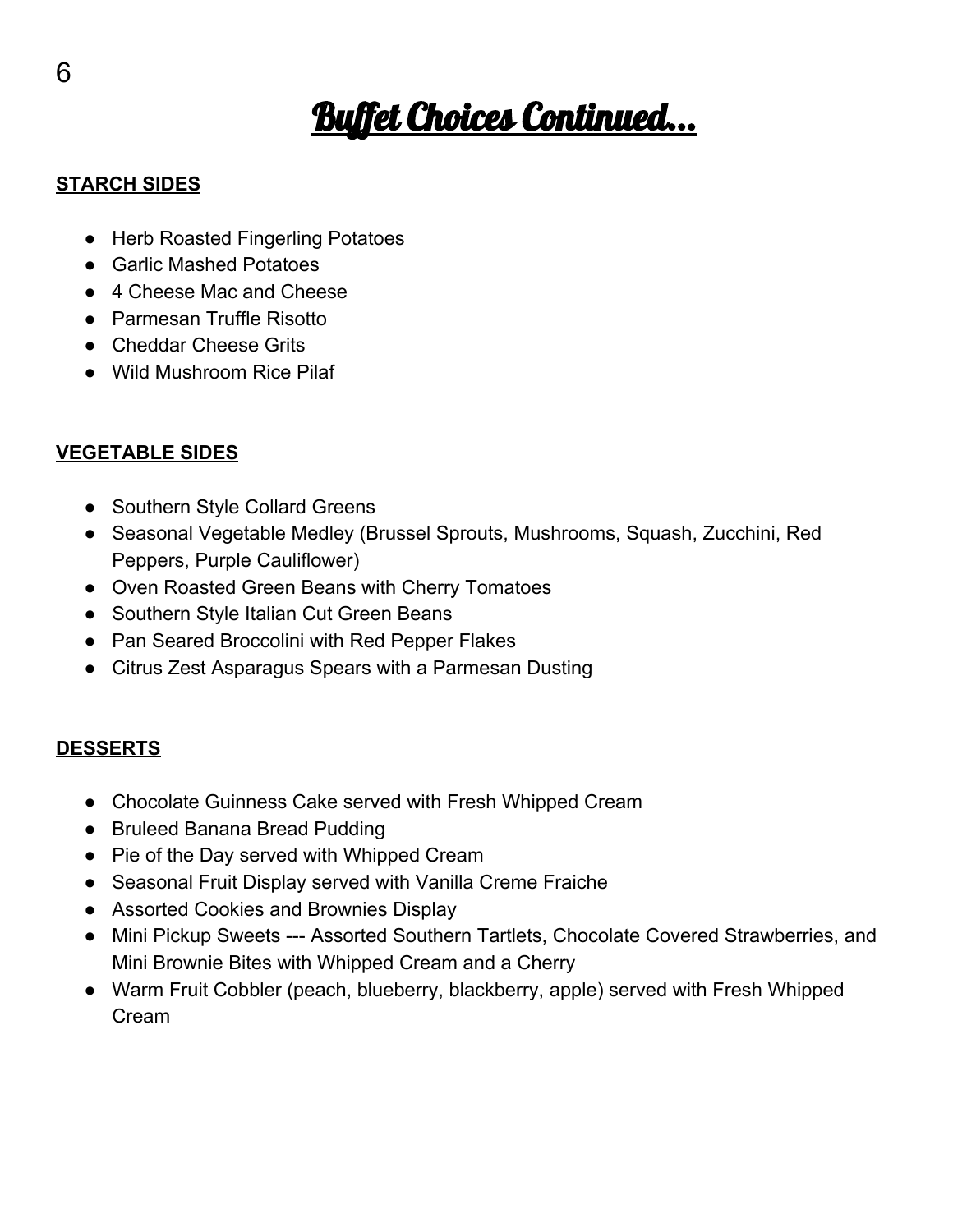# Buffet Choices Continued…

## STARCH SIDES

- Herb Roasted Fingerling Potatoes
- Garlic Mashed Potatoes
- 4 Cheese Mac and Cheese
- Parmesan Truffle Risotto
- Cheddar Cheese Grits
- Wild Mushroom Rice Pilaf

## VEGETABLE SIDES

- Southern Style Collard Greens
- Seasonal Vegetable Medley (Brussel Sprouts, Mushrooms, Squash, Zucchini, Red Peppers, Purple Cauliflower)
- Oven Roasted Green Beans with Cherry Tomatoes
- Southern Style Italian Cut Green Beans
- Pan Seared Broccolini with Red Pepper Flakes
- Citrus Zest Asparagus Spears with a Parmesan Dusting

## DESSERTS

- Chocolate Guinness Cake served with Fresh Whipped Cream
- Bruleed Banana Bread Pudding
- Pie of the Day served with Whipped Cream
- Seasonal Fruit Display served with Vanilla Creme Fraiche
- Assorted Cookies and Brownies Display
- Mini Pickup Sweets --- Assorted Southern Tartlets, Chocolate Covered Strawberries, and Mini Brownie Bites with Whipped Cream and a Cherry
- Warm Fruit Cobbler (peach, blueberry, blackberry, apple) served with Fresh Whipped Cream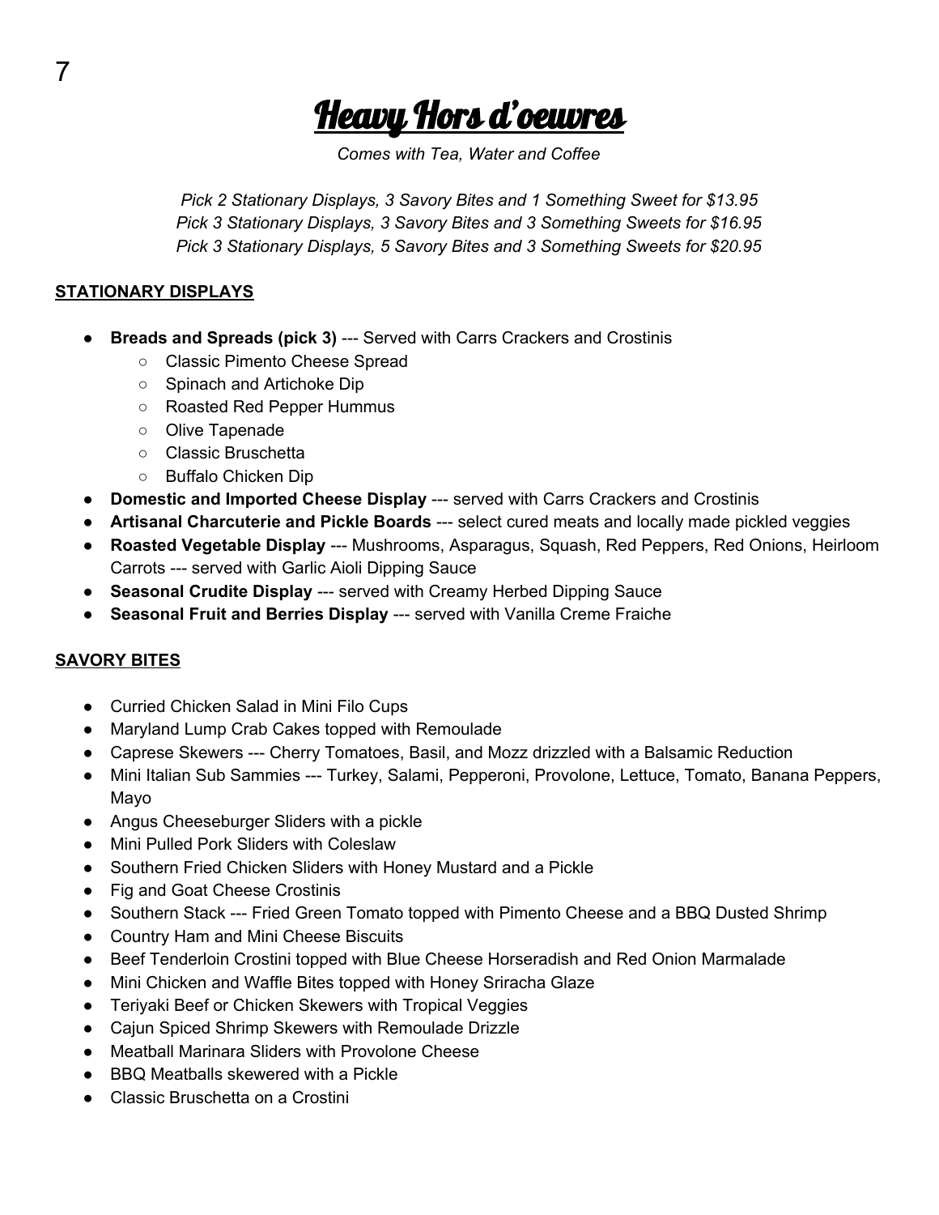# Heavy Hors d'oeuvres

*Comes with Tea, Water and Coffee*

*Pick 2 Stationary Displays, 3 Savory Bites and 1 Something Sweet for $13.95*
*Pick 3 Stationary Displays, 3 Savory Bites and 3 Something Sweets for $16.95*
*Pick 3 Stationary Displays, 5 Savory Bites and 3 Something Sweets for $20.95*

## STATIONARY DISPLAYS

- **Breads and Spreads (pick 3)** --- Served with Carrs Crackers and Crostinis
  - Classic Pimento Cheese Spread
  - Spinach and Artichoke Dip
  - Roasted Red Pepper Hummus
  - Olive Tapenade
  - Classic Bruschetta
  - Buffalo Chicken Dip
- **Domestic and Imported Cheese Display** --- served with Carrs Crackers and Crostinis
- **Artisanal Charcuterie and Pickle Boards** --- select cured meats and locally made pickled veggies
- **Roasted Vegetable Display** --- Mushrooms, Asparagus, Squash, Red Peppers, Red Onions, Heirloom Carrots --- served with Garlic Aioli Dipping Sauce
- **Seasonal Crudite Display** --- served with Creamy Herbed Dipping Sauce
- **Seasonal Fruit and Berries Display** --- served with Vanilla Creme Fraiche

## SAVORY BITES

- Curried Chicken Salad in Mini Filo Cups
- Maryland Lump Crab Cakes topped with Remoulade
- Caprese Skewers --- Cherry Tomatoes, Basil, and Mozz drizzled with a Balsamic Reduction
- Mini Italian Sub Sammies --- Turkey, Salami, Pepperoni, Provolone, Lettuce, Tomato, Banana Peppers, Mayo
- Angus Cheeseburger Sliders with a pickle
- Mini Pulled Pork Sliders with Coleslaw
- Southern Fried Chicken Sliders with Honey Mustard and a Pickle
- Fig and Goat Cheese Crostinis
- Southern Stack --- Fried Green Tomato topped with Pimento Cheese and a BBQ Dusted Shrimp
- Country Ham and Mini Cheese Biscuits
- Beef Tenderloin Crostini topped with Blue Cheese Horseradish and Red Onion Marmalade
- Mini Chicken and Waffle Bites topped with Honey Sriracha Glaze
- Teriyaki Beef or Chicken Skewers with Tropical Veggies
- Cajun Spiced Shrimp Skewers with Remoulade Drizzle
- Meatball Marinara Sliders with Provolone Cheese
- BBQ Meatballs skewered with a Pickle
- Classic Bruschetta on a Crostini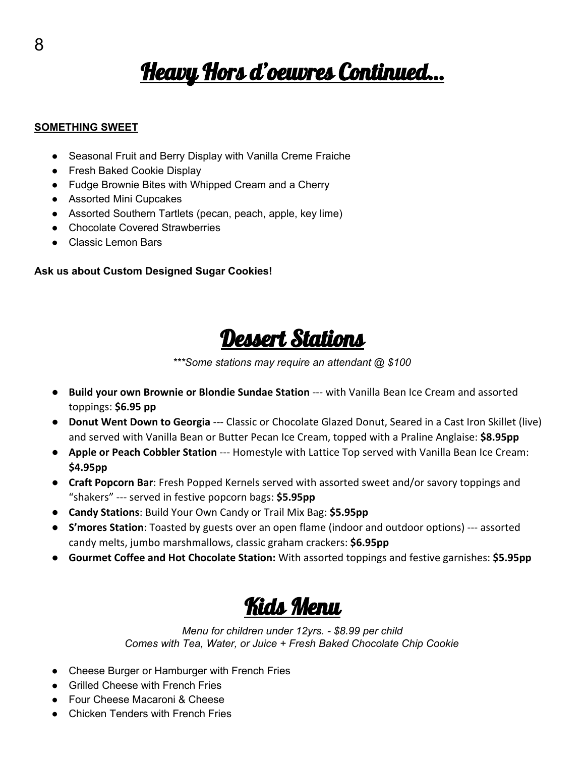# Heavy Hors d'oeuvres Continued...

**SOMETHING SWEET**

- Seasonal Fruit and Berry Display with Vanilla Creme Fraiche
- Fresh Baked Cookie Display
- Fudge Brownie Bites with Whipped Cream and a Cherry
- Assorted Mini Cupcakes
- Assorted Southern Tartlets (pecan, peach, apple, key lime)
- Chocolate Covered Strawberries
- Classic Lemon Bars

**Ask us about Custom Designed Sugar Cookies!**

# Dessert Stations

****Some stations may require an attendant @ $100*

- **Build your own Brownie or Blondie Sundae Station** --- with Vanilla Bean Ice Cream and assorted toppings: **$6.95 pp**
- **Donut Went Down to Georgia** --- Classic or Chocolate Glazed Donut, Seared in a Cast Iron Skillet (live) and served with Vanilla Bean or Butter Pecan Ice Cream, topped with a Praline Anglaise: **$8.95pp**
- **Apple or Peach Cobbler Station** --- Homestyle with Lattice Top served with Vanilla Bean Ice Cream: **$4.95pp**
- **Craft Popcorn Bar**: Fresh Popped Kernels served with assorted sweet and/or savory toppings and "shakers" --- served in festive popcorn bags: **$5.95pp**
- **Candy Stations**: Build Your Own Candy or Trail Mix Bag: **$5.95pp**
- **S'mores Station**: Toasted by guests over an open flame (indoor and outdoor options) --- assorted candy melts, jumbo marshmallows, classic graham crackers: **$6.95pp**
- **Gourmet Coffee and Hot Chocolate Station:** With assorted toppings and festive garnishes: **$5.95pp**

# Kids Menu

*Menu for children under 12yrs. - $8.99 per child*
*Comes with Tea, Water, or Juice + Fresh Baked Chocolate Chip Cookie*

- Cheese Burger or Hamburger with French Fries
- Grilled Cheese with French Fries
- Four Cheese Macaroni & Cheese
- Chicken Tenders with French Fries